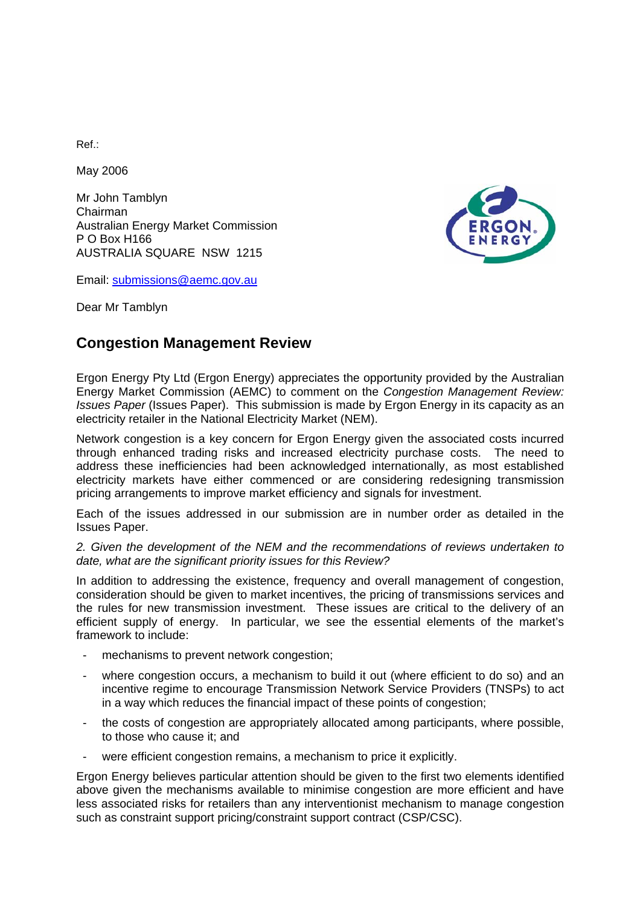Ref.:

May 2006

Mr John Tamblyn
Chairman
Australian Energy Market Commission
P O Box H166
AUSTRALIA SQUARE NSW 1215

Email: submissions@aemc.gov.au

Dear Mr Tamblyn

## Congestion Management Review

Ergon Energy Pty Ltd (Ergon Energy) appreciates the opportunity provided by the Australian Energy Market Commission (AEMC) to comment on the *Congestion Management Review: Issues Paper* (Issues Paper). This submission is made by Ergon Energy in its capacity as an electricity retailer in the National Electricity Market (NEM).

Network congestion is a key concern for Ergon Energy given the associated costs incurred through enhanced trading risks and increased electricity purchase costs. The need to address these inefficiencies had been acknowledged internationally, as most established electricity markets have either commenced or are considering redesigning transmission pricing arrangements to improve market efficiency and signals for investment.

Each of the issues addressed in our submission are in number order as detailed in the Issues Paper.

*2. Given the development of the NEM and the recommendations of reviews undertaken to date, what are the significant priority issues for this Review?*

In addition to addressing the existence, frequency and overall management of congestion, consideration should be given to market incentives, the pricing of transmissions services and the rules for new transmission investment. These issues are critical to the delivery of an efficient supply of energy. In particular, we see the essential elements of the market's framework to include:

- mechanisms to prevent network congestion;
- where congestion occurs, a mechanism to build it out (where efficient to do so) and an incentive regime to encourage Transmission Network Service Providers (TNSPs) to act in a way which reduces the financial impact of these points of congestion;
- the costs of congestion are appropriately allocated among participants, where possible, to those who cause it; and
- were efficient congestion remains, a mechanism to price it explicitly.

Ergon Energy believes particular attention should be given to the first two elements identified above given the mechanisms available to minimise congestion are more efficient and have less associated risks for retailers than any interventionist mechanism to manage congestion such as constraint support pricing/constraint support contract (CSP/CSC).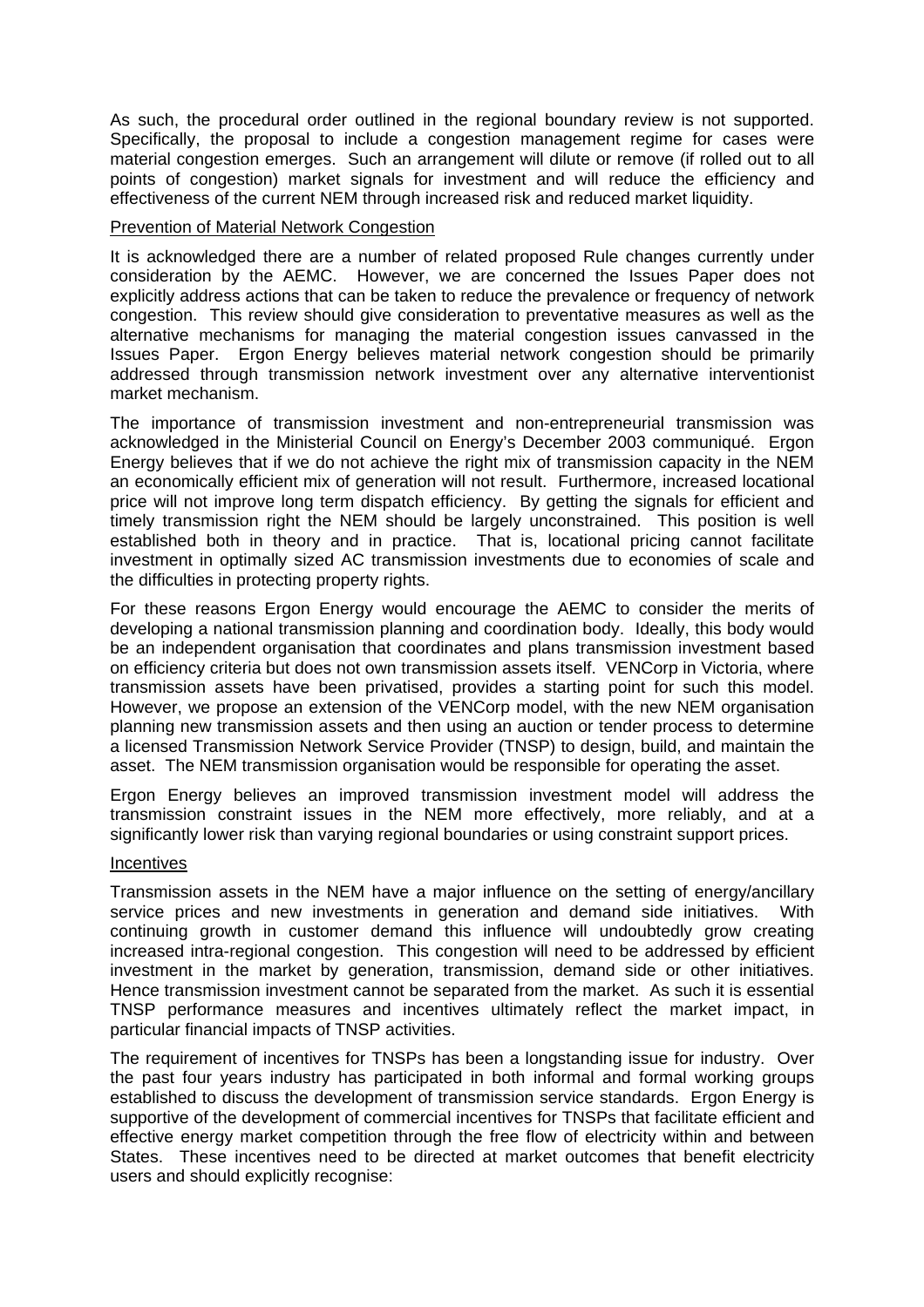As such, the procedural order outlined in the regional boundary review is not supported. Specifically, the proposal to include a congestion management regime for cases were material congestion emerges. Such an arrangement will dilute or remove (if rolled out to all points of congestion) market signals for investment and will reduce the efficiency and effectiveness of the current NEM through increased risk and reduced market liquidity.

<u>Prevention of Material Network Congestion</u>

It is acknowledged there are a number of related proposed Rule changes currently under consideration by the AEMC. However, we are concerned the Issues Paper does not explicitly address actions that can be taken to reduce the prevalence or frequency of network congestion. This review should give consideration to preventative measures as well as the alternative mechanisms for managing the material congestion issues canvassed in the Issues Paper. Ergon Energy believes material network congestion should be primarily addressed through transmission network investment over any alternative interventionist market mechanism.

The importance of transmission investment and non-entrepreneurial transmission was acknowledged in the Ministerial Council on Energy's December 2003 communiqué. Ergon Energy believes that if we do not achieve the right mix of transmission capacity in the NEM an economically efficient mix of generation will not result. Furthermore, increased locational price will not improve long term dispatch efficiency. By getting the signals for efficient and timely transmission right the NEM should be largely unconstrained. This position is well established both in theory and in practice. That is, locational pricing cannot facilitate investment in optimally sized AC transmission investments due to economies of scale and the difficulties in protecting property rights.

For these reasons Ergon Energy would encourage the AEMC to consider the merits of developing a national transmission planning and coordination body. Ideally, this body would be an independent organisation that coordinates and plans transmission investment based on efficiency criteria but does not own transmission assets itself. VENCorp in Victoria, where transmission assets have been privatised, provides a starting point for such this model. However, we propose an extension of the VENCorp model, with the new NEM organisation planning new transmission assets and then using an auction or tender process to determine a licensed Transmission Network Service Provider (TNSP) to design, build, and maintain the asset. The NEM transmission organisation would be responsible for operating the asset.

Ergon Energy believes an improved transmission investment model will address the transmission constraint issues in the NEM more effectively, more reliably, and at a significantly lower risk than varying regional boundaries or using constraint support prices.

<u>Incentives</u>

Transmission assets in the NEM have a major influence on the setting of energy/ancillary service prices and new investments in generation and demand side initiatives. With continuing growth in customer demand this influence will undoubtedly grow creating increased intra-regional congestion. This congestion will need to be addressed by efficient investment in the market by generation, transmission, demand side or other initiatives. Hence transmission investment cannot be separated from the market. As such it is essential TNSP performance measures and incentives ultimately reflect the market impact, in particular financial impacts of TNSP activities.

The requirement of incentives for TNSPs has been a longstanding issue for industry. Over the past four years industry has participated in both informal and formal working groups established to discuss the development of transmission service standards. Ergon Energy is supportive of the development of commercial incentives for TNSPs that facilitate efficient and effective energy market competition through the free flow of electricity within and between States. These incentives need to be directed at market outcomes that benefit electricity users and should explicitly recognise: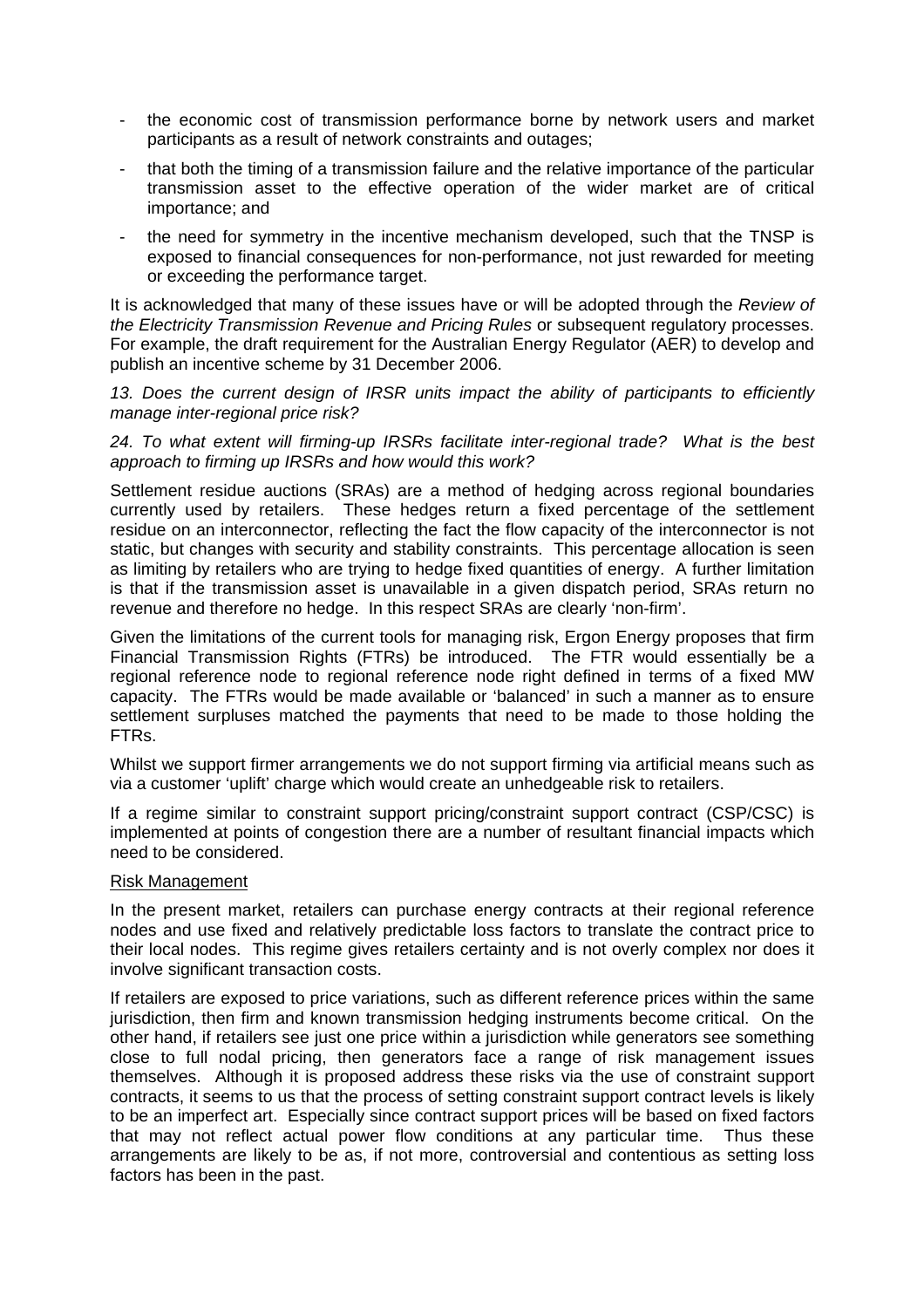- the economic cost of transmission performance borne by network users and market participants as a result of network constraints and outages;
- that both the timing of a transmission failure and the relative importance of the particular transmission asset to the effective operation of the wider market are of critical importance; and
- the need for symmetry in the incentive mechanism developed, such that the TNSP is exposed to financial consequences for non-performance, not just rewarded for meeting or exceeding the performance target.

It is acknowledged that many of these issues have or will be adopted through the *Review of the Electricity Transmission Revenue and Pricing Rules* or subsequent regulatory processes. For example, the draft requirement for the Australian Energy Regulator (AER) to develop and publish an incentive scheme by 31 December 2006.

*13. Does the current design of IRSR units impact the ability of participants to efficiently manage inter-regional price risk?*

*24. To what extent will firming-up IRSRs facilitate inter-regional trade? What is the best approach to firming up IRSRs and how would this work?*

Settlement residue auctions (SRAs) are a method of hedging across regional boundaries currently used by retailers. These hedges return a fixed percentage of the settlement residue on an interconnector, reflecting the fact the flow capacity of the interconnector is not static, but changes with security and stability constraints. This percentage allocation is seen as limiting by retailers who are trying to hedge fixed quantities of energy. A further limitation is that if the transmission asset is unavailable in a given dispatch period, SRAs return no revenue and therefore no hedge. In this respect SRAs are clearly 'non-firm'.

Given the limitations of the current tools for managing risk, Ergon Energy proposes that firm Financial Transmission Rights (FTRs) be introduced. The FTR would essentially be a regional reference node to regional reference node right defined in terms of a fixed MW capacity. The FTRs would be made available or 'balanced' in such a manner as to ensure settlement surpluses matched the payments that need to be made to those holding the FTRs.

Whilst we support firmer arrangements we do not support firming via artificial means such as via a customer 'uplift' charge which would create an unhedgeable risk to retailers.

If a regime similar to constraint support pricing/constraint support contract (CSP/CSC) is implemented at points of congestion there are a number of resultant financial impacts which need to be considered.

Risk Management

In the present market, retailers can purchase energy contracts at their regional reference nodes and use fixed and relatively predictable loss factors to translate the contract price to their local nodes. This regime gives retailers certainty and is not overly complex nor does it involve significant transaction costs.

If retailers are exposed to price variations, such as different reference prices within the same jurisdiction, then firm and known transmission hedging instruments become critical. On the other hand, if retailers see just one price within a jurisdiction while generators see something close to full nodal pricing, then generators face a range of risk management issues themselves. Although it is proposed address these risks via the use of constraint support contracts, it seems to us that the process of setting constraint support contract levels is likely to be an imperfect art. Especially since contract support prices will be based on fixed factors that may not reflect actual power flow conditions at any particular time. Thus these arrangements are likely to be as, if not more, controversial and contentious as setting loss factors has been in the past.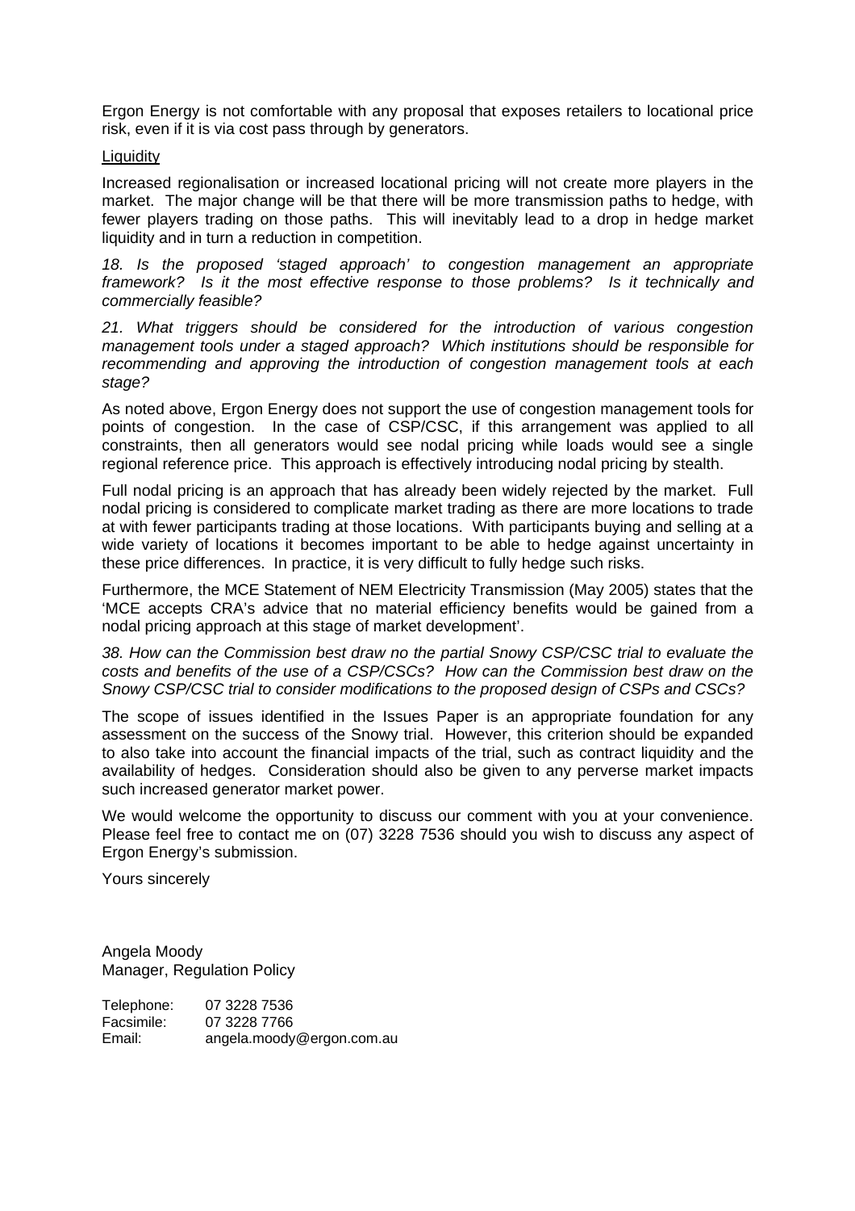Ergon Energy is not comfortable with any proposal that exposes retailers to locational price risk, even if it is via cost pass through by generators.

<u>Liquidity</u>

Increased regionalisation or increased locational pricing will not create more players in the market. The major change will be that there will be more transmission paths to hedge, with fewer players trading on those paths. This will inevitably lead to a drop in hedge market liquidity and in turn a reduction in competition.

*18. Is the proposed 'staged approach' to congestion management an appropriate framework? Is it the most effective response to those problems? Is it technically and commercially feasible?*

*21. What triggers should be considered for the introduction of various congestion management tools under a staged approach? Which institutions should be responsible for recommending and approving the introduction of congestion management tools at each stage?*

As noted above, Ergon Energy does not support the use of congestion management tools for points of congestion. In the case of CSP/CSC, if this arrangement was applied to all constraints, then all generators would see nodal pricing while loads would see a single regional reference price. This approach is effectively introducing nodal pricing by stealth.

Full nodal pricing is an approach that has already been widely rejected by the market. Full nodal pricing is considered to complicate market trading as there are more locations to trade at with fewer participants trading at those locations. With participants buying and selling at a wide variety of locations it becomes important to be able to hedge against uncertainty in these price differences. In practice, it is very difficult to fully hedge such risks.

Furthermore, the MCE Statement of NEM Electricity Transmission (May 2005) states that the 'MCE accepts CRA's advice that no material efficiency benefits would be gained from a nodal pricing approach at this stage of market development'.

*38. How can the Commission best draw no the partial Snowy CSP/CSC trial to evaluate the costs and benefits of the use of a CSP/CSCs? How can the Commission best draw on the Snowy CSP/CSC trial to consider modifications to the proposed design of CSPs and CSCs?*

The scope of issues identified in the Issues Paper is an appropriate foundation for any assessment on the success of the Snowy trial. However, this criterion should be expanded to also take into account the financial impacts of the trial, such as contract liquidity and the availability of hedges. Consideration should also be given to any perverse market impacts such increased generator market power.

We would welcome the opportunity to discuss our comment with you at your convenience. Please feel free to contact me on (07) 3228 7536 should you wish to discuss any aspect of Ergon Energy's submission.

Yours sincerely

Angela Moody
Manager, Regulation Policy

| | |
|---|---|
| Telephone: | 07 3228 7536 |
| Facsimile: | 07 3228 7766 |
| Email: | angela.moody@ergon.com.au |